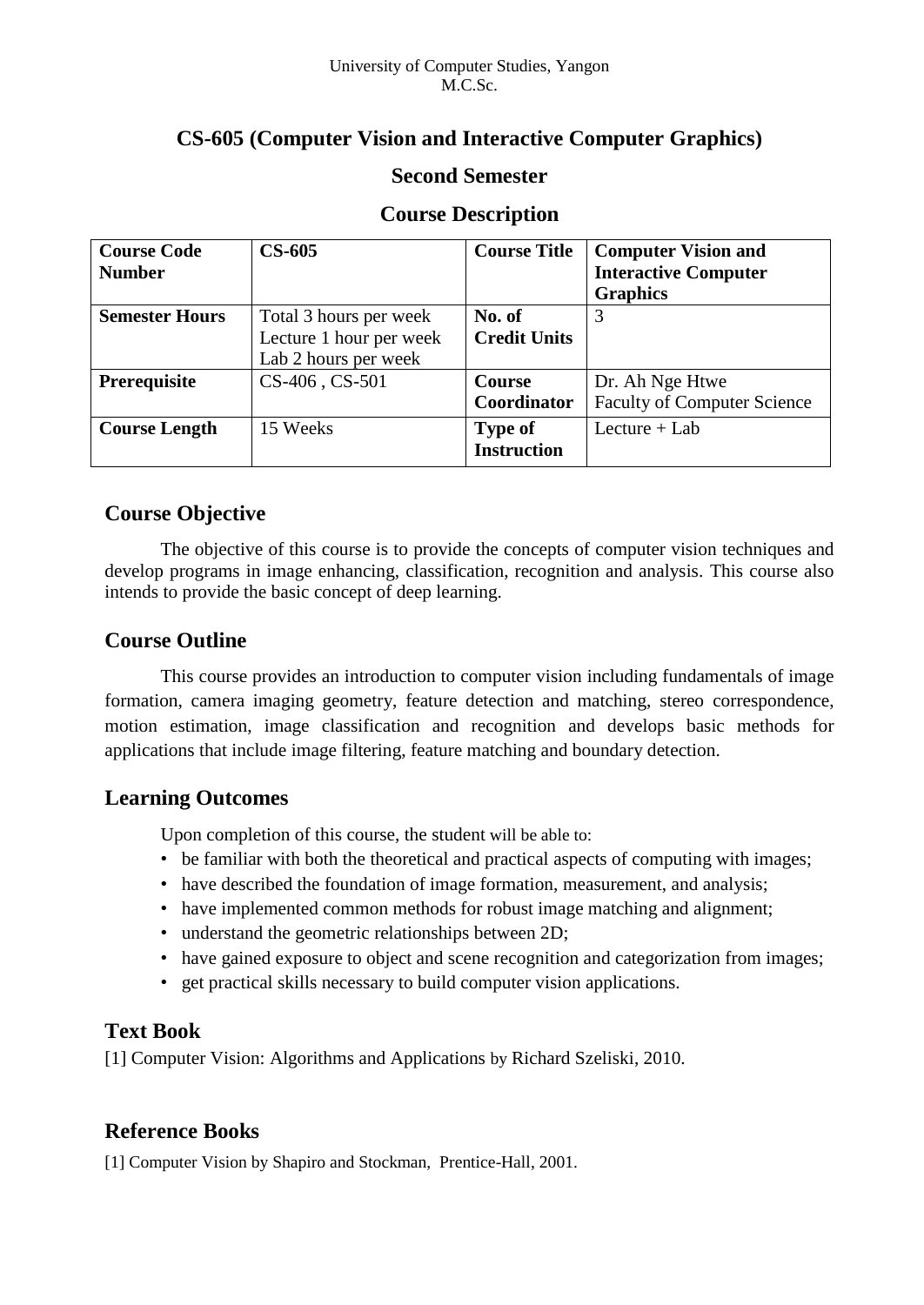University of Computer Studies, Yangon
M.C.Sc.

# CS-605 (Computer Vision and Interactive Computer Graphics)

## Second Semester

## Course Description

| **Course Code Number** | **CS-605** | **Course Title** | **Computer Vision and Interactive Computer Graphics** |
|---|---|---|---|
| **Semester Hours** | Total 3 hours per week<br>Lecture 1 hour per week<br>Lab 2 hours per week | **No. of Credit Units** | 3 |
| **Prerequisite** | CS-406 , CS-501 | **Course Coordinator** | Dr. Ah Nge Htwe<br>Faculty of Computer Science |
| **Course Length** | 15 Weeks | **Type of Instruction** | Lecture + Lab |

## Course Objective

The objective of this course is to provide the concepts of computer vision techniques and develop programs in image enhancing, classification, recognition and analysis. This course also intends to provide the basic concept of deep learning.

## Course Outline

This course provides an introduction to computer vision including fundamentals of image formation, camera imaging geometry, feature detection and matching, stereo correspondence, motion estimation, image classification and recognition and develops basic methods for applications that include image filtering, feature matching and boundary detection.

## Learning Outcomes

Upon completion of this course, the student will be able to:

- be familiar with both the theoretical and practical aspects of computing with images;
- have described the foundation of image formation, measurement, and analysis;
- have implemented common methods for robust image matching and alignment;
- understand the geometric relationships between 2D;
- have gained exposure to object and scene recognition and categorization from images;
- get practical skills necessary to build computer vision applications.

## Text Book

[1] Computer Vision: Algorithms and Applications by Richard Szeliski, 2010.

## Reference Books

[1] Computer Vision by Shapiro and Stockman, Prentice-Hall, 2001.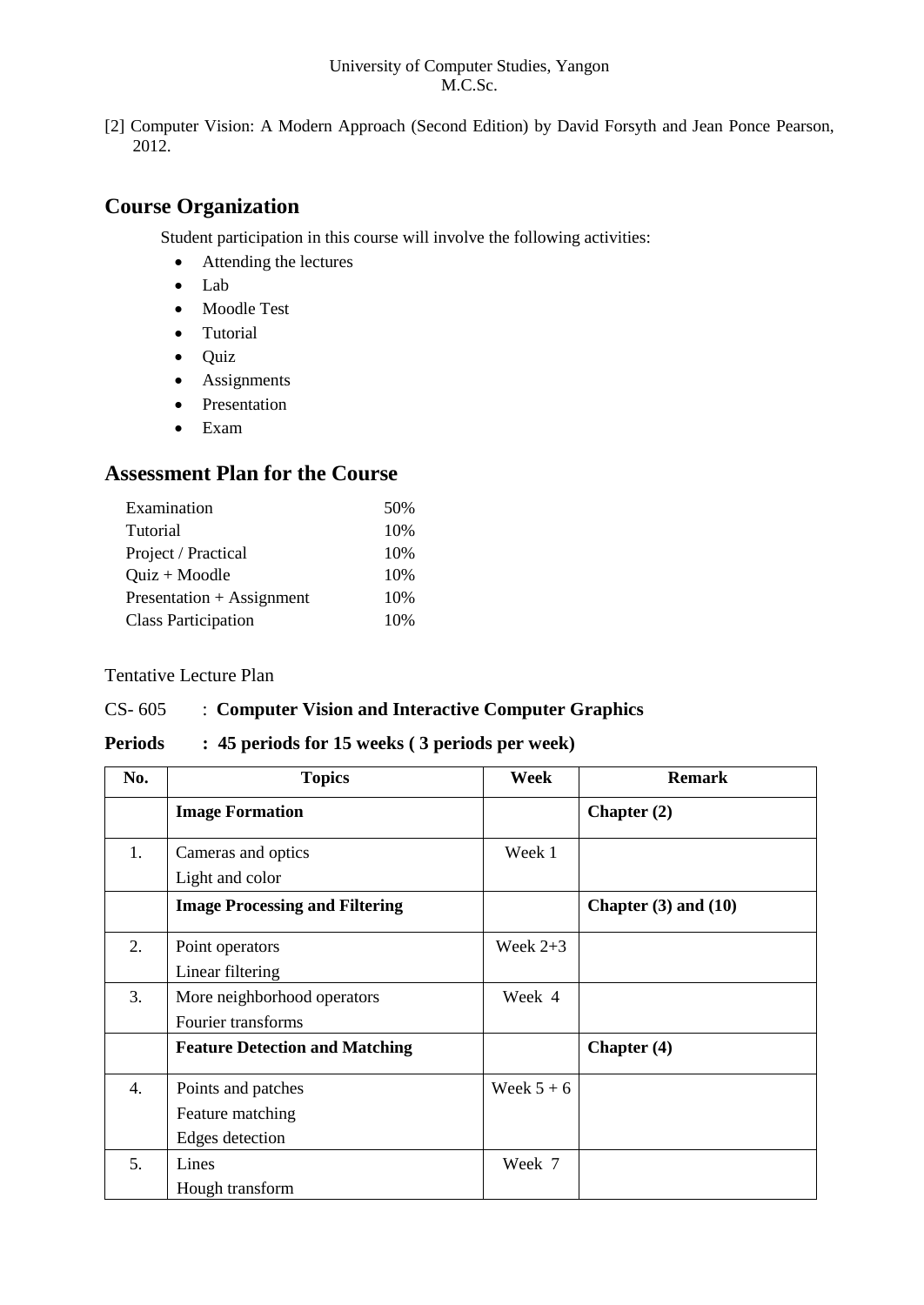[2] Computer Vision: A Modern Approach (Second Edition) by David Forsyth and Jean Ponce Pearson, 2012.

## Course Organization

Student participation in this course will involve the following activities:

- Attending the lectures
- Lab
- Moodle Test
- Tutorial
- Quiz
- Assignments
- Presentation
- Exam

## Assessment Plan for the Course

| | |
|---|---|
| Examination | 50% |
| Tutorial | 10% |
| Project / Practical | 10% |
| Quiz + Moodle | 10% |
| Presentation + Assignment | 10% |
| Class Participation | 10% |

Tentative Lecture Plan

CS- 605 : **Computer Vision and Interactive Computer Graphics**

**Periods : 45 periods for 15 weeks ( 3 periods per week)**

| No. | Topics | Week | Remark |
|---|---|---|---|
| | **Image Formation** | | **Chapter (2)** |
| 1. | Cameras and optics<br>Light and color | Week 1 | |
| | **Image Processing and Filtering** | | **Chapter (3) and (10)** |
| 2. | Point operators<br>Linear filtering | Week 2+3 | |
| 3. | More neighborhood operators<br>Fourier transforms | Week 4 | |
| | **Feature Detection and Matching** | | **Chapter (4)** |
| 4. | Points and patches<br>Feature matching<br>Edges detection | Week 5 + 6 | |
| 5. | Lines<br>Hough transform | Week 7 | |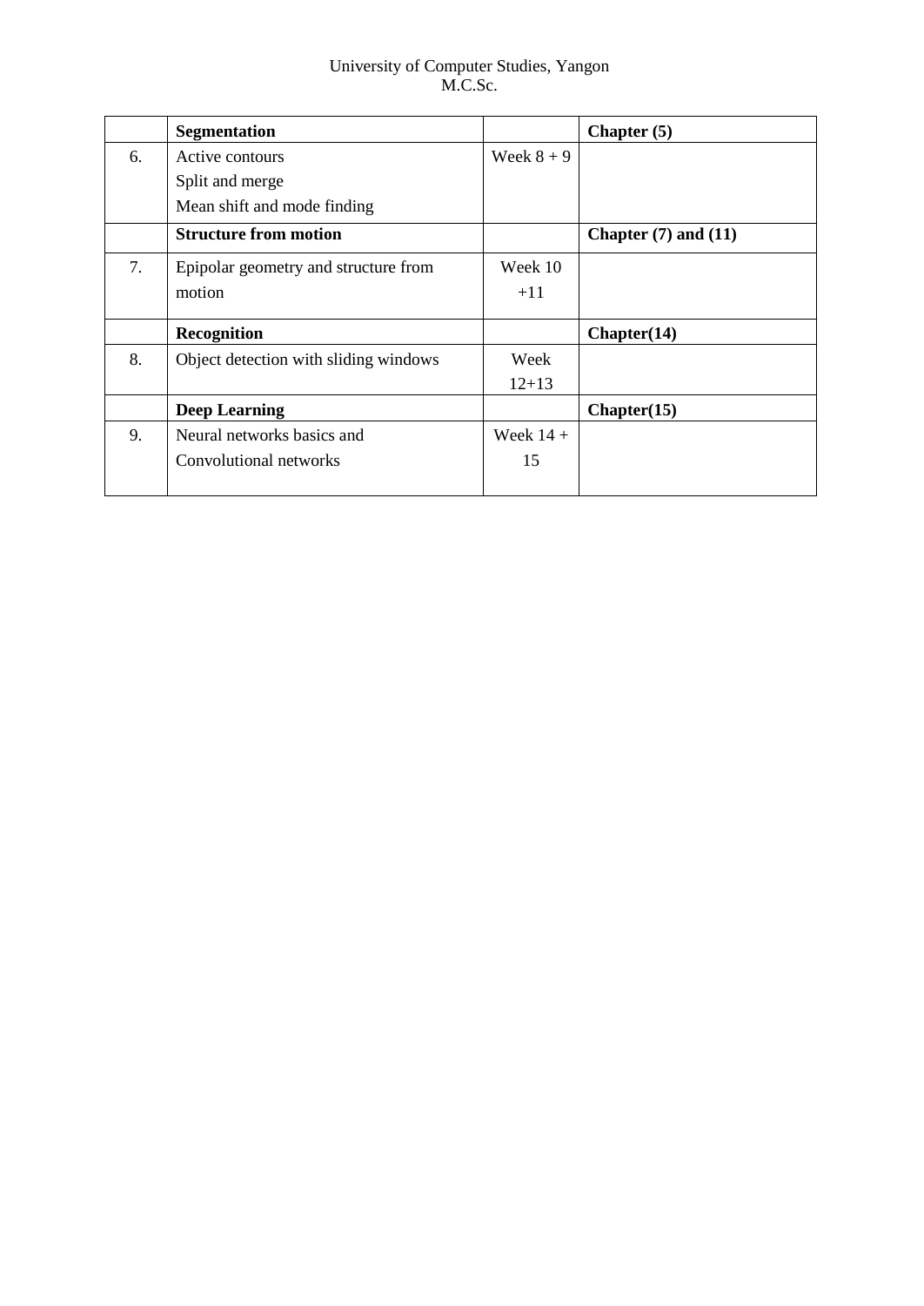| | | | |
|---|---|---|---|
| | **Segmentation** | | **Chapter (5)** |
| 6. | Active contours<br>Split and merge<br>Mean shift and mode finding | Week 8 + 9 | |
| | **Structure from motion** | | **Chapter (7) and (11)** |
| 7. | Epipolar geometry and structure from motion | Week 10 +11 | |
| | **Recognition** | | **Chapter(14)** |
| 8. | Object detection with sliding windows | Week 12+13 | |
| | **Deep Learning** | | **Chapter(15)** |
| 9. | Neural networks basics and Convolutional networks | Week 14 + 15 | |